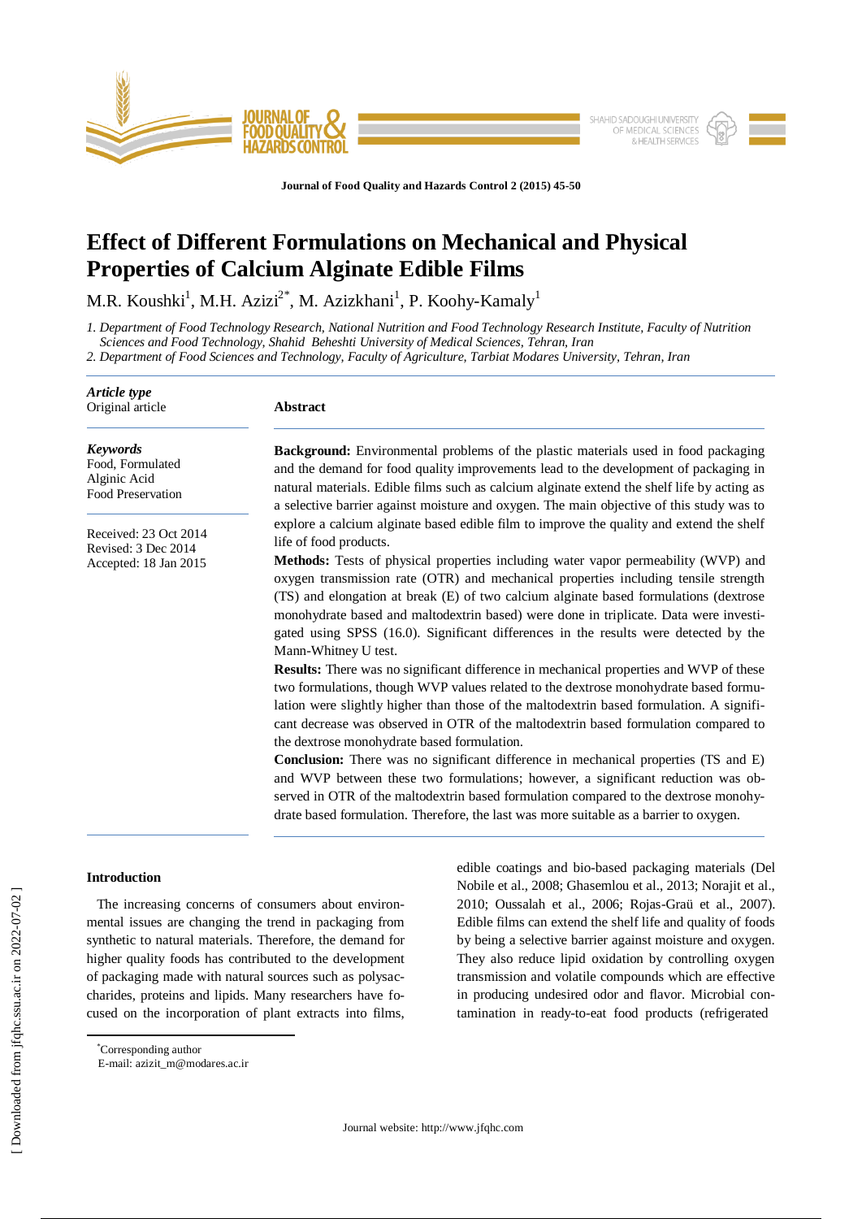# Effect of Different Formulations on Mechanical and Physical Properties of Calcium Alginate Edible Films

M.R. Koushki[1], M.H. Azizi[2*], M. Azizkhani[1], P. Koohy-Kamaly[1]

*1. Department of Food Technology Research, National Nutrition and Food Technology Research Institute, Faculty of Nutrition Sciences and Food Technology, Shahid Beheshti University of Medical Sciences, Tehran, Iran*
*2. Department of Food Sciences and Technology, Faculty of Agriculture, Tarbiat Modares University, Tehran, Iran*

***Article type***
Original article

***Keywords***
Food, Formulated
Algínic Acid
Food Preservation

Received: 23 Oct 2014
Revised: 3 Dec 2014
Accepted: 18 Jan 2015

## Abstract

**Background:** Environmental problems of the plastic materials used in food packaging and the demand for food quality improvements lead to the development of packaging in natural materials. Edible films such as calcium alginate extend the shelf life by acting as a selective barrier against moisture and oxygen. The main objective of this study was to explore a calcium alginate based edible film to improve the quality and extend the shelf life of food products.

**Methods:** Tests of physical properties including water vapor permeability (WVP) and oxygen transmission rate (OTR) and mechanical properties including tensile strength (TS) and elongation at break (E) of two calcium alginate based formulations (dextrose monohydrate based and maltodextrin based) were done in triplicate. Data were investigated using SPSS (16.0). Significant differences in the results were detected by the Mann-Whitney U test.

**Results:** There was no significant difference in mechanical properties and WVP of these two formulations, though WVP values related to the dextrose monohydrate based formulation were slightly higher than those of the maltodextrin based formulation. A significant decrease was observed in OTR of the maltodextrin based formulation compared to the dextrose monohydrate based formulation.

**Conclusion:** There was no significant difference in mechanical properties (TS and E) and WVP between these two formulations; however, a significant reduction was observed in OTR of the maltodextrin based formulation compared to the dextrose monohydrate based formulation. Therefore, the last was more suitable as a barrier to oxygen.

## Introduction

The increasing concerns of consumers about environmental issues are changing the trend in packaging from synthetic to natural materials. Therefore, the demand for higher quality foods has contributed to the development of packaging made with natural sources such as polysaccharides, proteins and lipids. Many researchers have focused on the incorporation of plant extracts into films, edible coatings and bio-based packaging materials (Del Nobile et al., 2008; Ghasemlou et al., 2013; Norajit et al., 2010; Oussalah et al., 2006; Rojas-Graü et al., 2007). Edible films can extend the shelf life and quality of foods by being a selective barrier against moisture and oxygen. They also reduce lipid oxidation by controlling oxygen transmission and volatile compounds which are effective in producing undesired odor and flavor. Microbial contamination in ready-to-eat food products (refrigerated

[*]Corresponding author
E-mail: azizit_m@modares.ac.ir

Journal website: http://www.jfqhc.com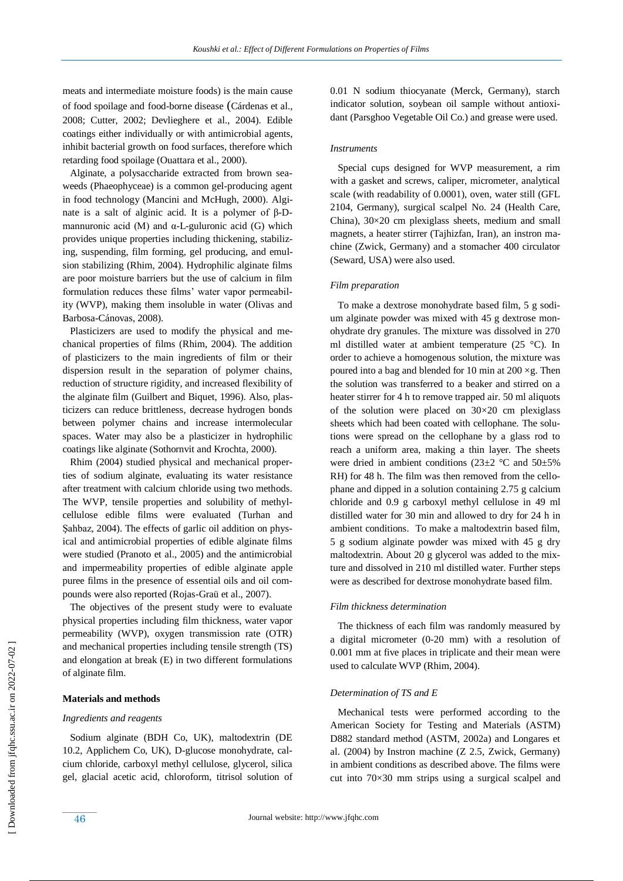meats and intermediate moisture foods) is the main cause of food spoilage and food-borne disease (Cárdenas et al., 2008; Cutter, 2002; Devlieghere et al., 2004). Edible coatings either individually or with antimicrobial agents, inhibit bacterial growth on food surfaces, therefore which retarding food spoilage (Ouattara et al., 2000).

Alginate, a polysaccharide extracted from brown seaweeds (Phaeophyceae) is a common gel-producing agent in food technology (Mancini and McHugh, 2000). Alginate is a salt of alginic acid. It is a polymer of β-D-mannuronic acid (M) and α-L-guluronic acid (G) which provides unique properties including thickening, stabilizing, suspending, film forming, gel producing, and emulsion stabilizing (Rhim, 2004). Hydrophilic alginate films are poor moisture barriers but the use of calcium in film formulation reduces these films' water vapor permeability (WVP), making them insoluble in water (Olivas and Barbosa-Cánovas, 2008).

Plasticizers are used to modify the physical and mechanical properties of films (Rhim, 2004). The addition of plasticizers to the main ingredients of film or their dispersion result in the separation of polymer chains, reduction of structure rigidity, and increased flexibility of the alginate film (Guilbert and Biquet, 1996). Also, plasticizers can reduce brittleness, decrease hydrogen bonds between polymer chains and increase intermolecular spaces. Water may also be a plasticizer in hydrophilic coatings like alginate (Sothornvit and Krochta, 2000).

Rhim (2004) studied physical and mechanical properties of sodium alginate, evaluating its water resistance after treatment with calcium chloride using two methods. The WVP, tensile properties and solubility of methylcellulose edible films were evaluated (Turhan and Şahbaz, 2004). The effects of garlic oil addition on physical and antimicrobial properties of edible alginate films were studied (Pranoto et al., 2005) and the antimicrobial and impermeability properties of edible alginate apple puree films in the presence of essential oils and oil compounds were also reported (Rojas-Graü et al., 2007).

The objectives of the present study were to evaluate physical properties including film thickness, water vapor permeability (WVP), oxygen transmission rate (OTR) and mechanical properties including tensile strength (TS) and elongation at break (E) in two different formulations of alginate film.

## Materials and methods

### *Ingredients and reagents*

Sodium alginate (BDH Co, UK), maltodextrin (DE 10.2, Applichem Co, UK), D-glucose monohydrate, calcium chloride, carboxyl methyl cellulose, glycerol, silica gel, glacial acetic acid, chloroform, titrisol solution of 0.01 N sodium thiocyanate (Merck, Germany), starch indicator solution, soybean oil sample without antioxidant (Parsghoo Vegetable Oil Co.) and grease were used.

### *Instruments*

Special cups designed for WVP measurement, a rim with a gasket and screws, caliper, micrometer, analytical scale (with readability of 0.0001), oven, water still (GFL 2104, Germany), surgical scalpel No. 24 (Health Care, China), 30×20 cm plexiglass sheets, medium and small magnets, a heater stirrer (Tajhizfan, Iran), an instron machine (Zwick, Germany) and a stomacher 400 circulator (Seward, USA) were also used.

### *Film preparation*

To make a dextrose monohydrate based film, 5 g sodium alginate powder was mixed with 45 g dextrose monohydrate dry granules. The mixture was dissolved in 270 ml distilled water at ambient temperature (25 °C). In order to achieve a homogenous solution, the mixture was poured into a bag and blended for 10 min at 200 ×g. Then the solution was transferred to a beaker and stirred on a heater stirrer for 4 h to remove trapped air. 50 ml aliquots of the solution were placed on 30×20 cm plexiglass sheets which had been coated with cellophane. The solutions were spread on the cellophane by a glass rod to reach a uniform area, making a thin layer. The sheets were dried in ambient conditions (23±2 °C and 50±5% RH) for 48 h. The film was then removed from the cellophane and dipped in a solution containing 2.75 g calcium chloride and 0.9 g carboxyl methyl cellulose in 49 ml distilled water for 30 min and allowed to dry for 24 h in ambient conditions. To make a maltodextrin based film, 5 g sodium alginate powder was mixed with 45 g dry maltodextrin. About 20 g glycerol was added to the mixture and dissolved in 210 ml distilled water. Further steps were as described for dextrose monohydrate based film.

### *Film thickness determination*

The thickness of each film was randomly measured by a digital micrometer (0-20 mm) with a resolution of 0.001 mm at five places in triplicate and their mean were used to calculate WVP (Rhim, 2004).

### *Determination of TS and E*

Mechanical tests were performed according to the American Society for Testing and Materials (ASTM) D882 standard method (ASTM, 2002a) and Longares et al. (2004) by Instron machine (Z 2.5, Zwick, Germany) in ambient conditions as described above. The films were cut into 70×30 mm strips using a surgical scalpel and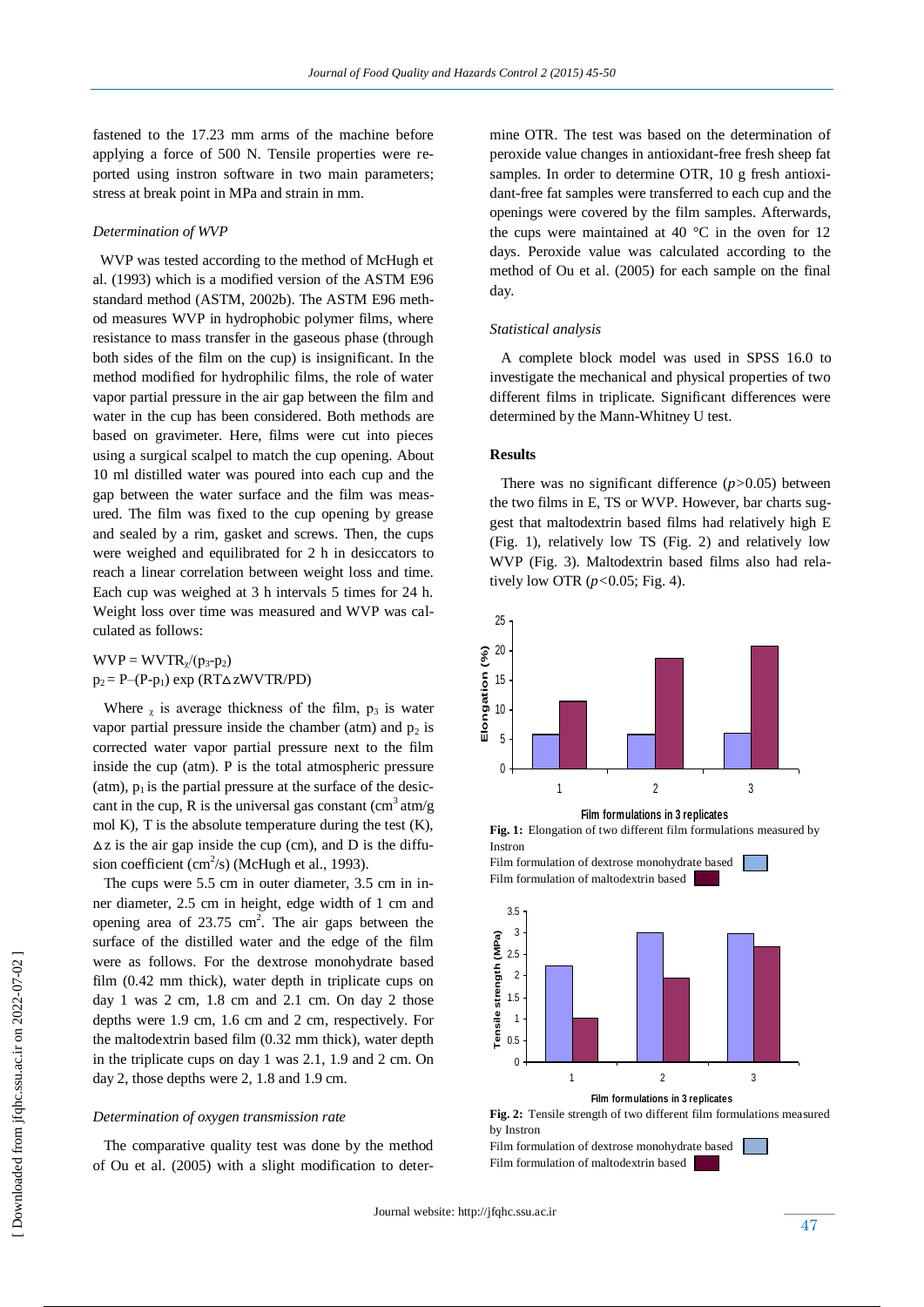fastened to the 17.23 mm arms of the machine before applying a force of 500 N. Tensile properties were reported using instron software in two main parameters; stress at break point in MPa and strain in mm.

*Determination of WVP*

WVP was tested according to the method of McHugh et al. (1993) which is a modified version of the ASTM E96 standard method (ASTM, 2002b). The ASTM E96 method measures WVP in hydrophobic polymer films, where resistance to mass transfer in the gaseous phase (through both sides of the film on the cup) is insignificant. In the method modified for hydrophilic films, the role of water vapor partial pressure in the air gap between the film and water in the cup has been considered. Both methods are based on gravimeter. Here, films were cut into pieces using a surgical scalpel to match the cup opening. About 10 ml distilled water was poured into each cup and the gap between the water surface and the film was measured. The film was fixed to the cup opening by grease and sealed by a rim, gasket and screws. Then, the cups were weighed and equilibrated for 2 h in desiccators to reach a linear correlation between weight loss and time. Each cup was weighed at 3 h intervals 5 times for 24 h. Weight loss over time was measured and WVP was calculated as follows:

$$WVP = WVTR_{\chi}/(p_3-p_2)$$
$$p_2 = P-(P-p_1)\exp(RT\Delta zWVTR/PD)$$

Where $_{\chi}$ is average thickness of the film, $p_3$ is water vapor partial pressure inside the chamber (atm) and $p_2$ is corrected water vapor partial pressure next to the film inside the cup (atm). P is the total atmospheric pressure (atm), $p_1$ is the partial pressure at the surface of the desiccant in the cup, R is the universal gas constant ($cm^3$ atm/g mol K), T is the absolute temperature during the test (K), $\Delta z$ is the air gap inside the cup (cm), and D is the diffusion coefficient ($cm^2$/s) (McHugh et al., 1993).

The cups were 5.5 cm in outer diameter, 3.5 cm in inner diameter, 2.5 cm in height, edge width of 1 cm and opening area of 23.75 $cm^2$. The air gaps between the surface of the distilled water and the edge of the film were as follows. For the dextrose monohydrate based film (0.42 mm thick), water depth in triplicate cups on day 1 was 2 cm, 1.8 cm and 2.1 cm. On day 2 those depths were 1.9 cm, 1.6 cm and 2 cm, respectively. For the maltodextrin based film (0.32 mm thick), water depth in the triplicate cups on day 1 was 2.1, 1.9 and 2 cm. On day 2, those depths were 2, 1.8 and 1.9 cm.

*Determination of oxygen transmission rate*

The comparative quality test was done by the method of Ou et al. (2005) with a slight modification to determine OTR. The test was based on the determination of peroxide value changes in antioxidant-free fresh sheep fat samples. In order to determine OTR, 10 g fresh antioxidant-free fat samples were transferred to each cup and the openings were covered by the film samples. Afterwards, the cups were maintained at 40 °C in the oven for 12 days. Peroxide value was calculated according to the method of Ou et al. (2005) for each sample on the final day.

*Statistical analysis*

A complete block model was used in SPSS 16.0 to investigate the mechanical and physical properties of two different films in triplicate. Significant differences were determined by the Mann-Whitney U test.

**Results**

There was no significant difference ($p>0.05$) between the two films in E, TS or WVP. However, bar charts suggest that maltodextrin based films had relatively high E (Fig. 1), relatively low TS (Fig. 2) and relatively low WVP (Fig. 3). Maltodextrin based films also had relatively low OTR ($p<0.05$; Fig. 4).

**Fig. 1:** Elongation of two different film formulations measured by Instron

Film formulation of dextrose monohydrate based
Film formulation of maltodextrin based

**Fig. 2:** Tensile strength of two different film formulations measured by Instron

Film formulation of dextrose monohydrate based
Film formulation of maltodextrin based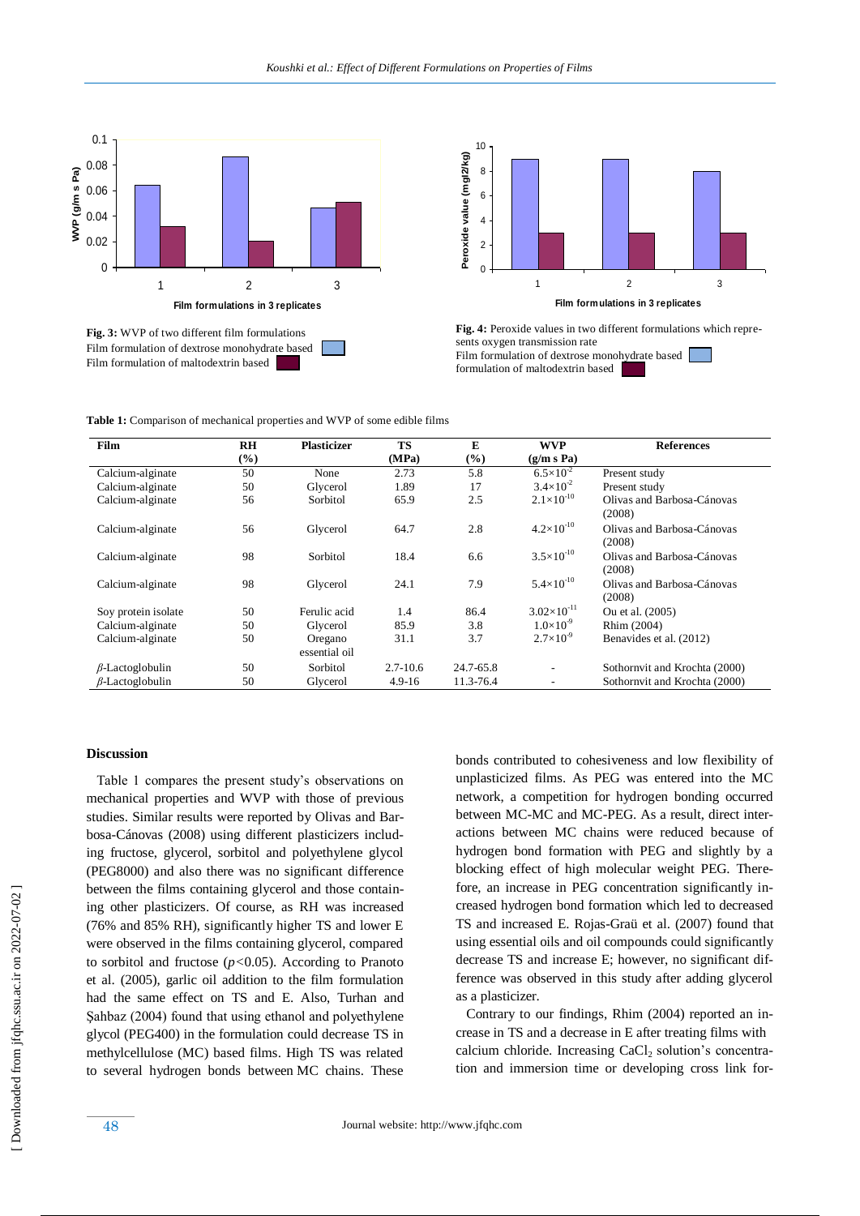Fig. 3: WVP of two different film formulations
Film formulation of dextrose monohydrate based
Film formulation of maltodextrin based

Fig. 4: Peroxide values in two different formulations which represents oxygen transmission rate
Film formulation of dextrose monohydrate based
formulation of maltodextrin based

**Table 1:** Comparison of mechanical properties and WVP of some edible films

| Film | RH (%) | Plasticizer | TS (MPa) | E (%) | WVP (g/m s Pa) | References |
|---|---|---|---|---|---|---|
| Calcium-alginate | 50 | None | 2.73 | 5.8 | $6.5\times10^{-2}$ | Present study |
| Calcium-alginate | 50 | Glycerol | 1.89 | 17 | $3.4\times10^{-2}$ | Present study |
| Calcium-alginate | 56 | Sorbitol | 65.9 | 2.5 | $2.1\times10^{-10}$ | Olivas and Barbosa-Cánovas (2008) |
| Calcium-alginate | 56 | Glycerol | 64.7 | 2.8 | $4.2\times10^{-10}$ | Olivas and Barbosa-Cánovas (2008) |
| Calcium-alginate | 98 | Sorbitol | 18.4 | 6.6 | $3.5\times10^{-10}$ | Olivas and Barbosa-Cánovas (2008) |
| Calcium-alginate | 98 | Glycerol | 24.1 | 7.9 | $5.4\times10^{-10}$ | Olivas and Barbosa-Cánovas (2008) |
| Soy protein isolate | 50 | Ferulic acid | 1.4 | 86.4 | $3.02\times10^{-11}$ | Ou et al. (2005) |
| Calcium-alginate | 50 | Glycerol | 85.9 | 3.8 | $1.0\times10^{-9}$ | Rhim (2004) |
| Calcium-alginate | 50 | Oregano essential oil | 31.1 | 3.7 | $2.7\times10^{-9}$ | Benavides et al. (2012) |
| *β*-Lactoglobulin | 50 | Sorbitol | 2.7-10.6 | 24.7-65.8 | - | Sothornvit and Krochta (2000) |
| *β*-Lactoglobulin | 50 | Glycerol | 4.9-16 | 11.3-76.4 | - | Sothornvit and Krochta (2000) |

## Discussion

Table 1 compares the present study's observations on mechanical properties and WVP with those of previous studies. Similar results were reported by Olivas and Barbosa-Cánovas (2008) using different plasticizers including fructose, glycerol, sorbitol and polyethylene glycol (PEG8000) and also there was no significant difference between the films containing glycerol and those containing other plasticizers. Of course, as RH was increased (76% and 85% RH), significantly higher TS and lower E were observed in the films containing glycerol, compared to sorbitol and fructose ($p<0.05$). According to Pranoto et al. (2005), garlic oil addition to the film formulation had the same effect on TS and E. Also, Turhan and Şahbaz (2004) found that using ethanol and polyethylene glycol (PEG400) in the formulation could decrease TS in methylcellulose (MC) based films. High TS was related to several hydrogen bonds between MC chains. These bonds contributed to cohesiveness and low flexibility of unplasticized films. As PEG was entered into the MC network, a competition for hydrogen bonding occurred between MC-MC and MC-PEG. As a result, direct interactions between MC chains were reduced because of hydrogen bond formation with PEG and slightly by a blocking effect of high molecular weight PEG. Therefore, an increase in PEG concentration significantly increased hydrogen bond formation which led to decreased TS and increased E. Rojas-Graü et al. (2007) found that using essential oils and oil compounds could significantly decrease TS and increase E; however, no significant difference was observed in this study after adding glycerol as a plasticizer.

Contrary to our findings, Rhim (2004) reported an increase in TS and a decrease in E after treating films with calcium chloride. Increasing $CaCl_2$ solution's concentration and immersion time or developing cross link for-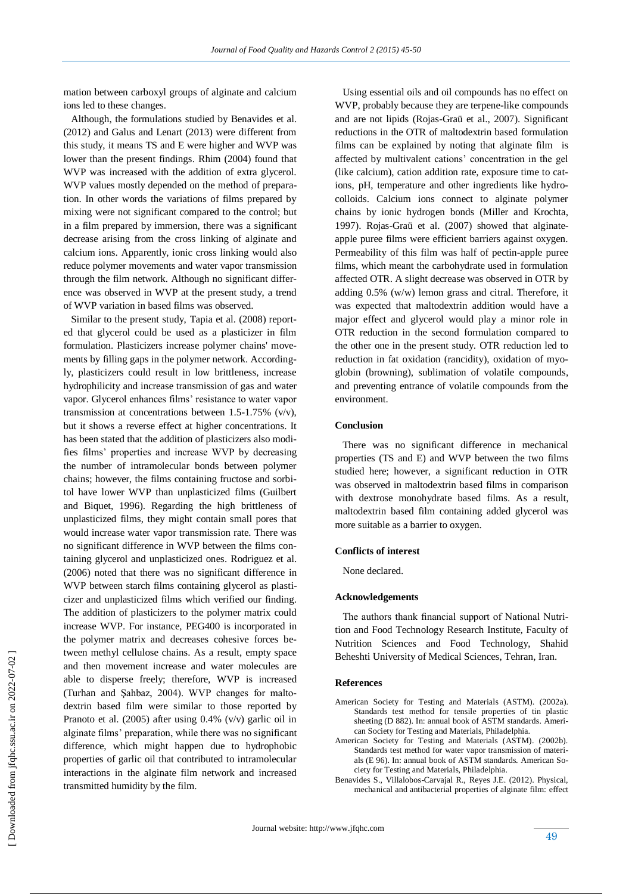mation between carboxyl groups of alginate and calcium ions led to these changes.

Although, the formulations studied by Benavides et al. (2012) and Galus and Lenart (2013) were different from this study, it means TS and E were higher and WVP was lower than the present findings. Rhim (2004) found that WVP was increased with the addition of extra glycerol. WVP values mostly depended on the method of preparation. In other words the variations of films prepared by mixing were not significant compared to the control; but in a film prepared by immersion, there was a significant decrease arising from the cross linking of alginate and calcium ions. Apparently, ionic cross linking would also reduce polymer movements and water vapor transmission through the film network. Although no significant difference was observed in WVP at the present study, a trend of WVP variation in based films was observed.

Similar to the present study, Tapia et al. (2008) reported that glycerol could be used as a plasticizer in film formulation. Plasticizers increase polymer chains' movements by filling gaps in the polymer network. Accordingly, plasticizers could result in low brittleness, increase hydrophilicity and increase transmission of gas and water vapor. Glycerol enhances films' resistance to water vapor transmission at concentrations between 1.5-1.75% (v/v), but it shows a reverse effect at higher concentrations. It has been stated that the addition of plasticizers also modifies films' properties and increase WVP by decreasing the number of intramolecular bonds between polymer chains; however, the films containing fructose and sorbitol have lower WVP than unplasticized films (Guilbert and Biquet, 1996). Regarding the high brittleness of unplasticized films, they might contain small pores that would increase water vapor transmission rate. There was no significant difference in WVP between the films containing glycerol and unplasticized ones. Rodriguez et al. (2006) noted that there was no significant difference in WVP between starch films containing glycerol as plasticizer and unplasticized films which verified our finding. The addition of plasticizers to the polymer matrix could increase WVP. For instance, PEG400 is incorporated in the polymer matrix and decreases cohesive forces between methyl cellulose chains. As a result, empty space and then movement increase and water molecules are able to disperse freely; therefore, WVP is increased (Turhan and Şahbaz, 2004). WVP changes for maltodextrin based film were similar to those reported by Pranoto et al. (2005) after using 0.4% (v/v) garlic oil in alginate films' preparation, while there was no significant difference, which might happen due to hydrophobic properties of garlic oil that contributed to intramolecular interactions in the alginate film network and increased transmitted humidity by the film.

Using essential oils and oil compounds has no effect on WVP, probably because they are terpene-like compounds and are not lipids (Rojas-Graü et al., 2007). Significant reductions in the OTR of maltodextrin based formulation films can be explained by noting that alginate film is affected by multivalent cations' concentration in the gel (like calcium), cation addition rate, exposure time to cations, pH, temperature and other ingredients like hydrocolloids. Calcium ions connect to alginate polymer chains by ionic hydrogen bonds (Miller and Krochta, 1997). Rojas-Graü et al. (2007) showed that alginate-apple puree films were efficient barriers against oxygen. Permeability of this film was half of pectin-apple puree films, which meant the carbohydrate used in formulation affected OTR. A slight decrease was observed in OTR by adding 0.5% (w/w) lemon grass and citral. Therefore, it was expected that maltodextrin addition would have a major effect and glycerol would play a minor role in OTR reduction in the second formulation compared to the other one in the present study. OTR reduction led to reduction in fat oxidation (rancidity), oxidation of myoglobin (browning), sublimation of volatile compounds, and preventing entrance of volatile compounds from the environment.

## Conclusion

There was no significant difference in mechanical properties (TS and E) and WVP between the two films studied here; however, a significant reduction in OTR was observed in maltodextrin based films in comparison with dextrose monohydrate based films. As a result, maltodextrin based film containing added glycerol was more suitable as a barrier to oxygen.

## Conflicts of interest

None declared.

## Acknowledgements

The authors thank financial support of National Nutrition and Food Technology Research Institute, Faculty of Nutrition Sciences and Food Technology, Shahid Beheshti University of Medical Sciences, Tehran, Iran.

## References

American Society for Testing and Materials (ASTM). (2002a). Standards test method for tensile properties of tin plastic sheeting (D 882). In: annual book of ASTM standards. American Society for Testing and Materials, Philadelphia.

American Society for Testing and Materials (ASTM). (2002b). Standards test method for water vapor transmission of materials (E 96). In: annual book of ASTM standards. American Society for Testing and Materials, Philadelphia.

Benavides S., Villalobos-Carvajal R., Reyes J.E. (2012). Physical, mechanical and antibacterial properties of alginate film: effect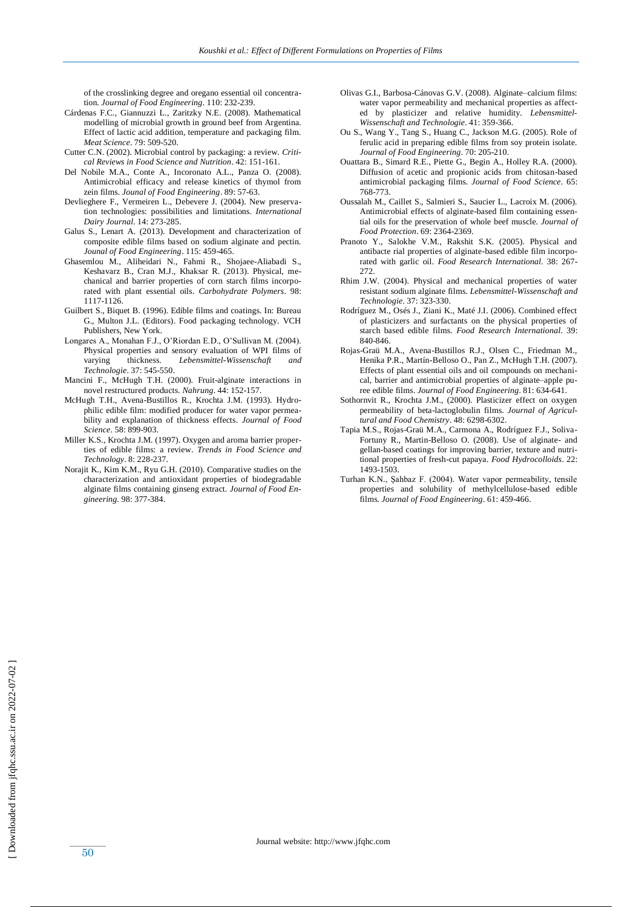of the crosslinking degree and oregano essential oil concentration. *Journal of Food Engineering*. 110: 232-239.

Cárdenas F.C., Giannuzzi L., Zaritzky N.E. (2008). Mathematical modelling of microbial growth in ground beef from Argentina. Effect of lactic acid addition, temperature and packaging film. *Meat Science*. 79: 509-520.

Cutter C.N. (2002). Microbial control by packaging: a review. *Critical Reviews in Food Science and Nutrition*. 42: 151-161.

Del Nobile M.A., Conte A., Incoronato A.L., Panza O. (2008). Antimicrobial efficacy and release kinetics of thymol from zein films. *Jounal of Food Engineering*. 89: 57-63.

Devlieghere F., Vermeiren L., Debevere J. (2004). New preservation technologies: possibilities and limitations. *International Dairy Journal*. 14: 273-285.

Galus S., Lenart A. (2013). Development and characterization of composite edible films based on sodium alginate and pectin. *Jounal of Food Engineering*. 115: 459-465.

Ghasemlou M., Aliheidari N., Fahmi R., Shojaee-Aliabadi S., Keshavarz B., Cran M.J., Khaksar R. (2013). Physical, mechanical and barrier properties of corn starch films incorporated with plant essential oils. *Carbohydrate Polymers*. 98: 1117-1126.

Guilbert S., Biquet B. (1996). Edible films and coatings. In: Bureau G., Multon J.L. (Editors). Food packaging technology. VCH Publishers, New York.

Longares A., Monahan F.J., O'Riordan E.D., O'Sullivan M. (2004). Physical properties and sensory evaluation of WPI films of varying thickness. *Lebensmittel-Wissenschaft and Technologie*. 37: 545-550.

Mancini F., McHugh T.H. (2000). Fruit-alginate interactions in novel restructured products. *Nahrung*. 44: 152-157.

McHugh T.H., Avena-Bustillos R., Krochta J.M. (1993). Hydrophilic edible film: modified producer for water vapor permeability and explanation of thickness effects. *Journal of Food Science*. 58: 899-903.

Miller K.S., Krochta J.M. (1997). Oxygen and aroma barrier properties of edible films: a review. *Trends in Food Science and Technology*. 8: 228-237.

Norajit K., Kim K.M., Ryu G.H. (2010). Comparative studies on the characterization and antioxidant properties of biodegradable alginate films containing ginseng extract. *Journal of Food Engineering.* 98: 377-384.

Olivas G.I., Barbosa-Cánovas G.V. (2008). Alginate–calcium films: water vapor permeability and mechanical properties as affected by plasticizer and relative humidity. *Lebensmittel-Wissenschaft and Technologie*. 41: 359-366.

Ou S., Wang Y., Tang S., Huang C., Jackson M.G. (2005). Role of ferulic acid in preparing edible films from soy protein isolate. *Journal of Food Engineering*. 70: 205-210.

Ouattara B., Simard R.E., Piette G., Begin A., Holley R.A. (2000). Diffusion of acetic and propionic acids from chitosan-based antimicrobial packaging films. *Journal of Food Science*. 65: 768-773.

Oussalah M., Caillet S., Salmieri S., Saucier L., Lacroix M. (2006). Antimicrobial effects of alginate-based film containing essential oils for the preservation of whole beef muscle. *Journal of Food Protection*. 69: 2364-2369.

Pranoto Y., Salokhe V.M., Rakshit S.K. (2005). Physical and antibacte rial properties of alginate-based edible film incorporated with garlic oil. *Food Research International*. 38: 267-272.

Rhim J.W. (2004). Physical and mechanical properties of water resistant sodium alginate films. *Lebensmittel-Wissenschaft and Technologie*. 37: 323-330.

Rodríguez M., Osés J., Ziani K., Maté J.I. (2006). Combined effect of plasticizers and surfactants on the physical properties of starch based edible films. *Food Research International*. 39: 840-846.

Rojas-Graü M.A., Avena-Bustillos R.J., Olsen C., Friedman M., Henika P.R., Martín-Belloso O., Pan Z., McHugh T.H. (2007). Effects of plant essential oils and oil compounds on mechanical, barrier and antimicrobial properties of alginate–apple puree edible films. *Journal of Food Engineering*. 81: 634-641.

Sothornvit R., Krochta J.M., (2000). Plasticizer effect on oxygen permeability of beta-lactoglobulin films. *Journal of Agricultural and Food Chemistry*. 48: 6298-6302.

Tapia M.S., Rojas-Graü M.A., Carmona A., Rodríguez F.J., Soliva-Fortuny R., Martin-Belloso O. (2008). Use of alginate- and gellan-based coatings for improving barrier, texture and nutritional properties of fresh-cut papaya. *Food Hydrocolloids*. 22: 1493-1503.

Turhan K.N., Şahbaz F. (2004). Water vapor permeability, tensile properties and solubility of methylcellulose-based edible films. *Journal of Food Engineering*. 61: 459-466.